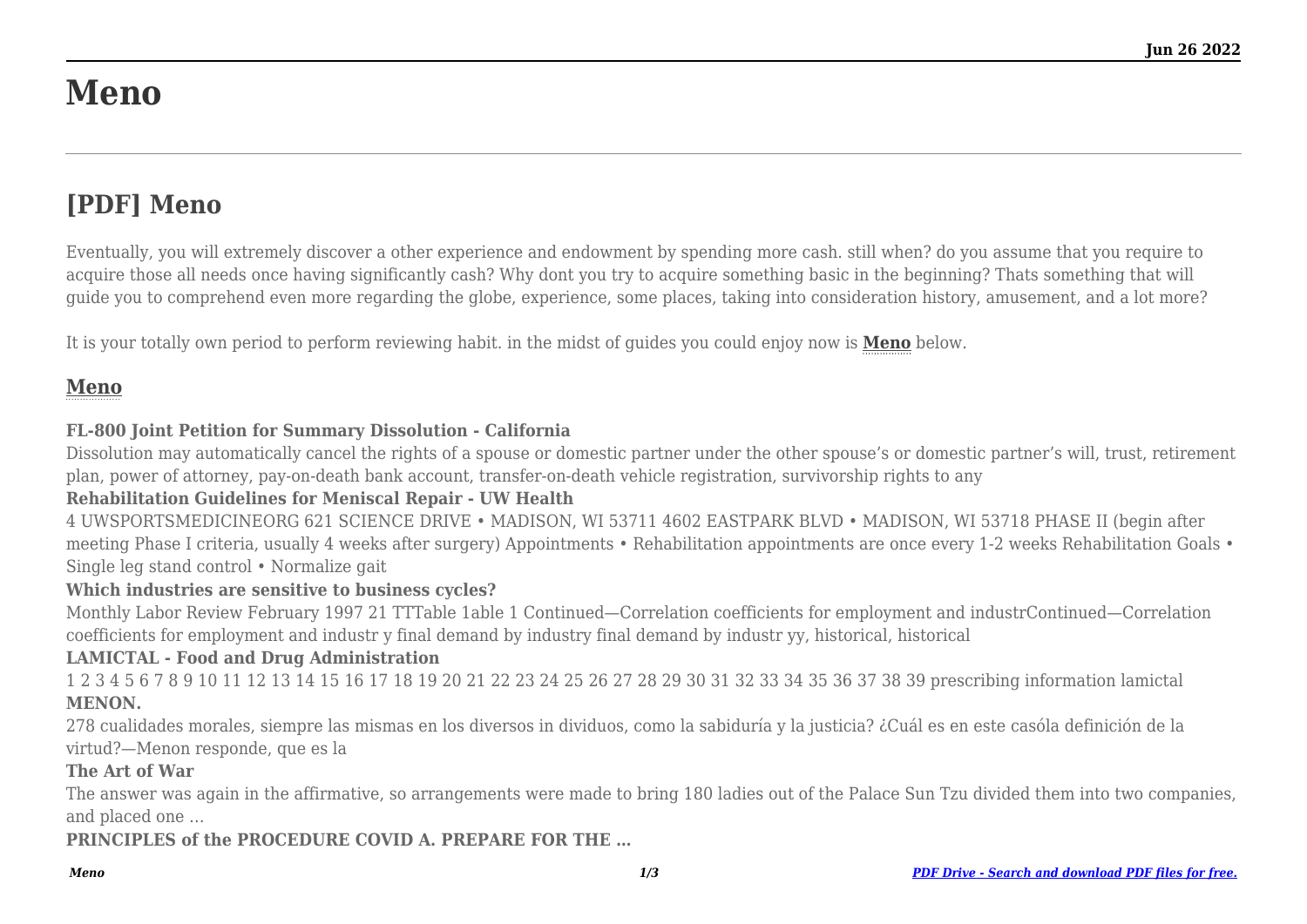# Meno

## [PDF] Meno

Eventually, you will extremely discover a other experience and endowment by spending more cash. still when? do you assume that you require to acquire those all needs once having significantly cash? Why dont you try to acquire something basic in the beginning? Thats something that will guide you to comprehend even more regarding the globe, experience, some places, taking into consideration history, amusement, and a lot more?

It is your totally own period to perform reviewing habit. in the midst of guides you could enjoy now is **Meno** below.

### Meno

**FL-800 Joint Petition for Summary Dissolution - California**

Dissolution may automatically cancel the rights of a spouse or domestic partner under the other spouse's or domestic partner's will, trust, retirement plan, power of attorney, pay-on-death bank account, transfer-on-death vehicle registration, survivorship rights to any

**Rehabilitation Guidelines for Meniscal Repair - UW Health**

4 UWSPORTSMEDICINEORG 621 SCIENCE DRIVE • MADISON, WI 53711 4602 EASTPARK BLVD • MADISON, WI 53718 PHASE II (begin after meeting Phase I criteria, usually 4 weeks after surgery) Appointments • Rehabilitation appointments are once every 1-2 weeks Rehabilitation Goals • Single leg stand control • Normalize gait

**Which industries are sensitive to business cycles?**

Monthly Labor Review February 1997 21 TTTable 1able 1 Continued—Correlation coefficients for employment and industrContinued—Correlation coefficients for employment and industr y final demand by industry final demand by industr yy, historical, historical

**LAMICTAL - Food and Drug Administration**

1 2 3 4 5 6 7 8 9 10 11 12 13 14 15 16 17 18 19 20 21 22 23 24 25 26 27 28 29 30 31 32 33 34 35 36 37 38 39 prescribing information lamictal

**MENON.**

278 cualidades morales, siempre las mismas en los diversos in dividuos, como la sabiduría y la justicia? ¿Cuál es en este casóla definición de la virtud?—Menon responde, que es la

**The Art of War**

The answer was again in the affirmative, so arrangements were made to bring 180 ladies out of the Palace Sun Tzu divided them into two companies, and placed one …

**PRINCIPLES of the PROCEDURE COVID A. PREPARE FOR THE …**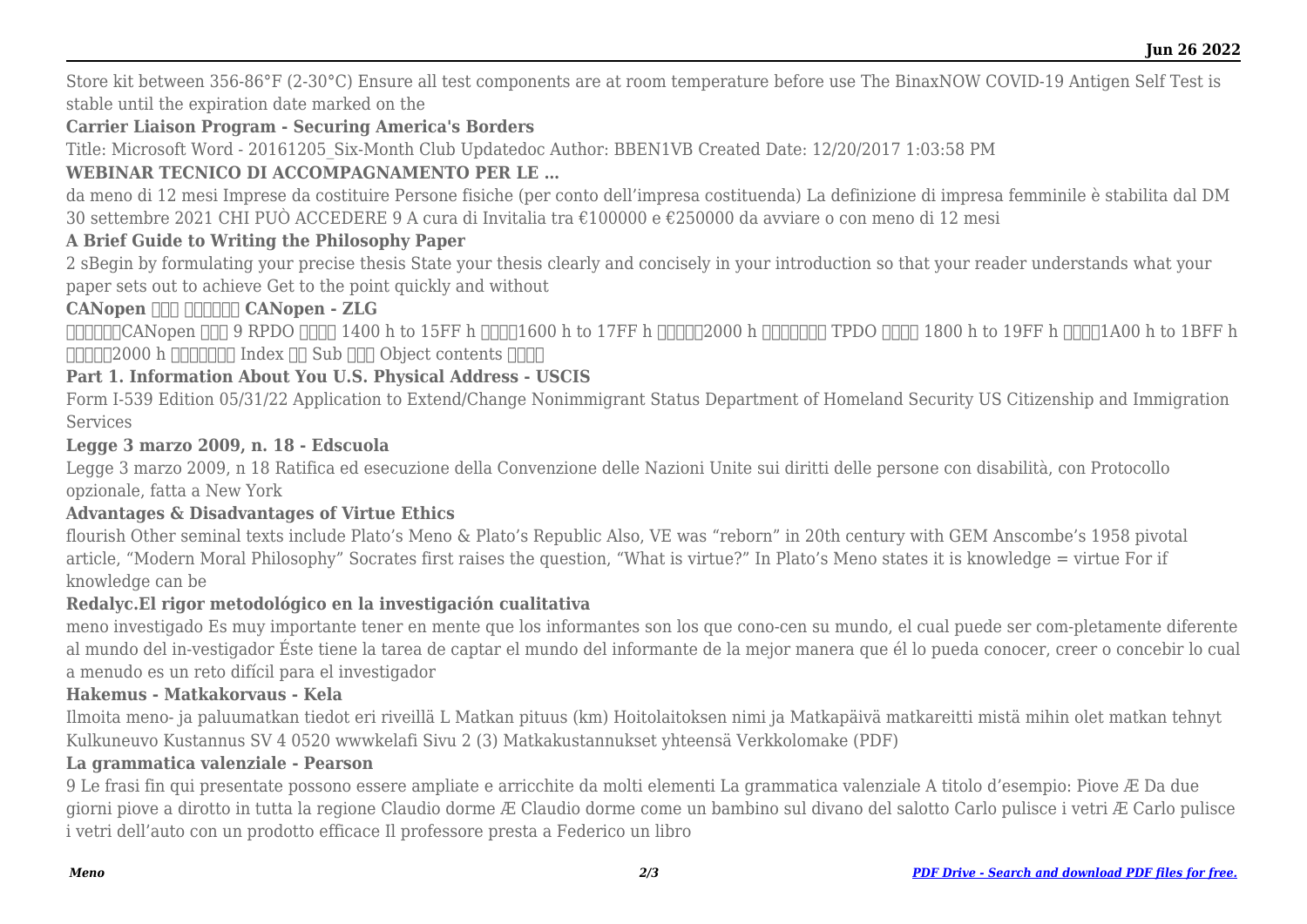Store kit between 356-86°F (2-30°C) Ensure all test components are at room temperature before use The BinaxNOW COVID-19 Antigen Self Test is stable until the expiration date marked on the

**Carrier Liaison Program - Securing America's Borders**

Title: Microsoft Word - 20161205_Six-Month Club Updatedoc Author: BBEN1VB Created Date: 12/20/2017 1:03:58 PM

**WEBINAR TECNICO DI ACCOMPAGNAMENTO PER LE …**

da meno di 12 mesi Imprese da costituire Persone fisiche (per conto dell'impresa costituenda) La definizione di impresa femminile è stabilita dal DM 30 settembre 2021 CHI PUÒ ACCEDERE 9 A cura di Invitalia tra €100000 e €250000 da avviare o con meno di 12 mesi

**A Brief Guide to Writing the Philosophy Paper**

2 sBegin by formulating your precise thesis State your thesis clearly and concisely in your introduction so that your reader understands what your paper sets out to achieve Get to the point quickly and without

**CANopen ��� ������ CANopen - ZLG**

�����CANopen ��� 9 RPDO ���� 1400 h to 15FF h ����1600 h to 17FF h �����2000 h ������� TPDO ���� 1800 h to 19FF h ����1A00 h to 1BFF h �����2000 h ������� Index �� Sub ��� Object contents ����

**Part 1. Information About You U.S. Physical Address - USCIS**

Form I-539 Edition 05/31/22 Application to Extend/Change Nonimmigrant Status Department of Homeland Security US Citizenship and Immigration Services

**Legge 3 marzo 2009, n. 18 - Edscuola**

Legge 3 marzo 2009, n 18 Ratifica ed esecuzione della Convenzione delle Nazioni Unite sui diritti delle persone con disabilità, con Protocollo opzionale, fatta a New York

**Advantages & Disadvantages of Virtue Ethics**

flourish Other seminal texts include Plato's Meno & Plato's Republic Also, VE was "reborn" in 20th century with GEM Anscombe's 1958 pivotal article, "Modern Moral Philosophy" Socrates first raises the question, "What is virtue?" In Plato's Meno states it is knowledge = virtue For if knowledge can be

**Redalyc.El rigor metodológico en la investigación cualitativa**

meno investigado Es muy importante tener en mente que los informantes son los que cono-cen su mundo, el cual puede ser com-pletamente diferente al mundo del in-vestigador Éste tiene la tarea de captar el mundo del informante de la mejor manera que él lo pueda conocer, creer o concebir lo cual a menudo es un reto difícil para el investigador

**Hakemus - Matkakorvaus - Kela**

Ilmoita meno- ja paluumatkan tiedot eri riveillä L Matkan pituus (km) Hoitolaitoksen nimi ja Matkapäivä matkareitti mistä mihin olet matkan tehnyt Kulkuneuvo Kustannus SV 4 0520 wwwkelafi Sivu 2 (3) Matkakustannukset yhteensä Verkkolomake (PDF)

**La grammatica valenziale - Pearson**

9 Le frasi fin qui presentate possono essere ampliate e arricchite da molti elementi La grammatica valenziale A titolo d'esempio: Piove Æ Da due giorni piove a dirotto in tutta la regione Claudio dorme Æ Claudio dorme come un bambino sul divano del salotto Carlo pulisce i vetri Æ Carlo pulisce i vetri dell'auto con un prodotto efficace Il professore presta a Federico un libro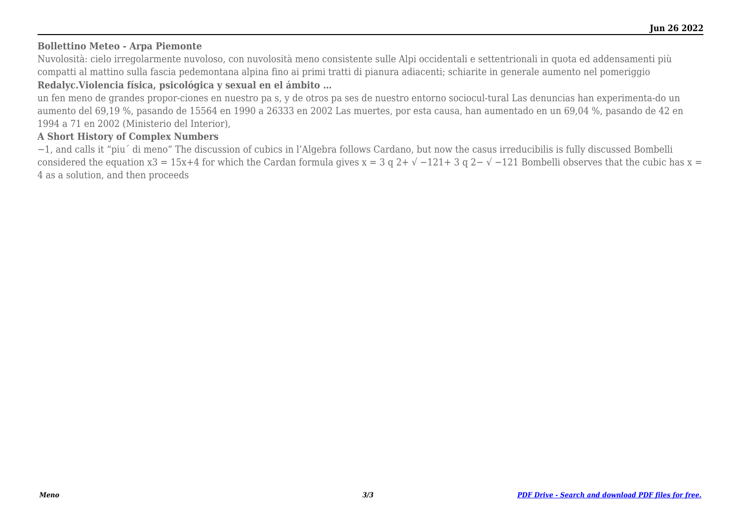**Bollettino Meteo - Arpa Piemonte**

Nuvolosità: cielo irregolarmente nuvoloso, con nuvolosità meno consistente sulle Alpi occidentali e settentrionali in quota ed addensamenti più compatti al mattino sulla fascia pedemontana alpina fino ai primi tratti di pianura adiacenti; schiarite in generale aumento nel pomeriggio

**Redalyc.Violencia física, psicológica y sexual en el ámbito …**

un fen meno de grandes propor-ciones en nuestro pa s, y de otros pa ses de nuestro entorno sociocul-tural Las denuncias han experimenta-do un aumento del 69,19 %, pasando de 15564 en 1990 a 26333 en 2002 Las muertes, por esta causa, han aumentado en un 69,04 %, pasando de 42 en 1994 a 71 en 2002 (Ministerio del Interior),

**A Short History of Complex Numbers**

−1, and calls it "piu´ di meno" The discussion of cubics in l'Algebra follows Cardano, but now the casus irreducibilis is fully discussed Bombelli considered the equation $x^3 = 15x+4$ for which the Cardan formula gives $x = \sqrt[3]{2+\sqrt{-121}} + \sqrt[3]{2-\sqrt{-121}}$ Bombelli observes that the cubic has $x = 4$ as a solution, and then proceeds